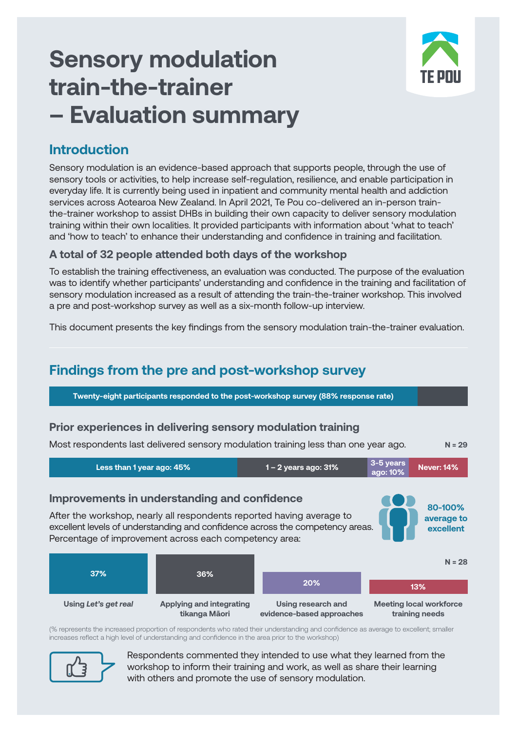# Sensory modulation train-the-trainer – Evaluation summary

TE POU

## Introduction

Sensory modulation is an evidence-based approach that supports people, through the use of sensory tools or activities, to help increase self-regulation, resilience, and enable participation in everyday life. It is currently being used in inpatient and community mental health and addiction services across Aotearoa New Zealand. In April 2021, Te Pou co-delivered an in-person train-the-trainer workshop to assist DHBs in building their own capacity to deliver sensory modulation training within their own localities. It provided participants with information about 'what to teach' and 'how to teach' to enhance their understanding and confidence in training and facilitation.

### A total of 32 people attended both days of the workshop

To establish the training effectiveness, an evaluation was conducted. The purpose of the evaluation was to identify whether participants' understanding and confidence in the training and facilitation of sensory modulation increased as a result of attending the train-the-trainer workshop. This involved a pre and post-workshop survey as well as a six-month follow-up interview.

This document presents the key findings from the sensory modulation train-the-trainer evaluation.

## Findings from the pre and post-workshop survey

**Twenty-eight participants responded to the post-workshop survey (88% response rate)**

### Prior experiences in delivering sensory modulation training

Most respondents last delivered sensory modulation training less than one year ago.

N = 29

Less than 1 year ago: 45%
1 – 2 years ago: 31%
3-5 years ago: 10%
Never: 14%

### Improvements in understanding and confidence

After the workshop, nearly all respondents reported having average to excellent levels of understanding and confidence across the competency areas. Percentage of improvement across each competency area:

**80-100% average to excellent**

N = 28

37% Using *Let's get real*
36% Applying and integrating tikanga Māori
20% Using research and evidence-based approaches
13% Meeting local workforce training needs

(% represents the increased proportion of respondents who rated their understanding and confidence as average to excellent; smaller increases reflect a high level of understanding and confidence in the area prior to the workshop)

Respondents commented they intended to use what they learned from the workshop to inform their training and work, as well as share their learning with others and promote the use of sensory modulation.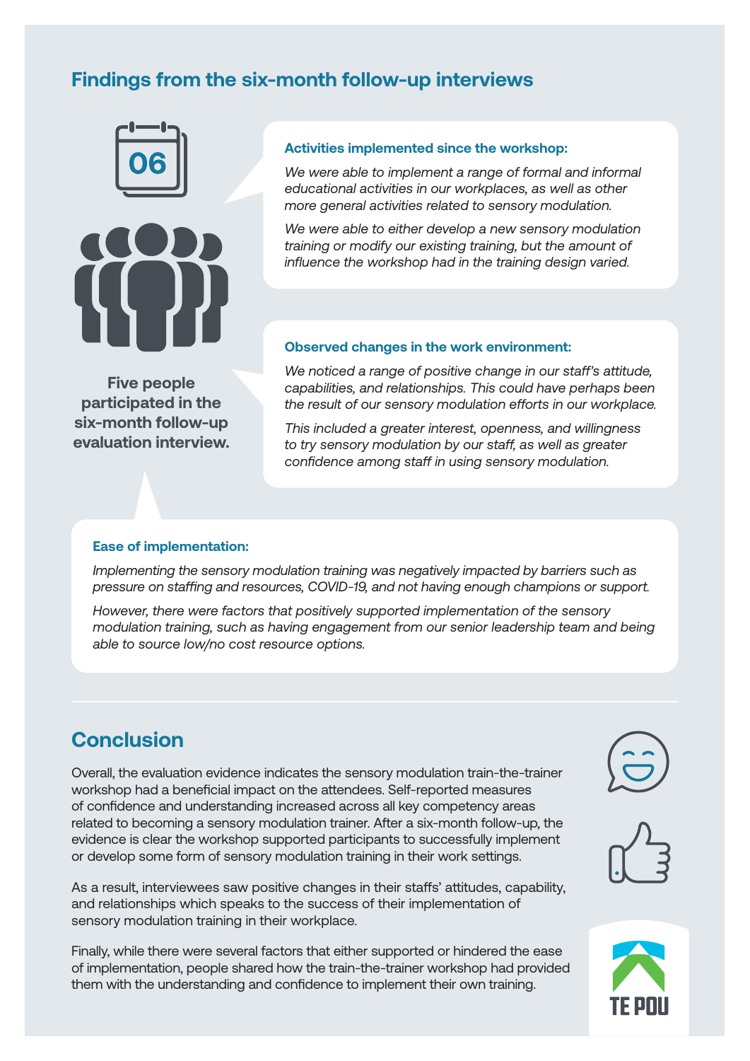## Findings from the six-month follow-up interviews

06

**Five people participated in the six-month follow-up evaluation interview.**

#### Activities implemented since the workshop:

*We were able to implement a range of formal and informal educational activities in our workplaces, as well as other more general activities related to sensory modulation.*

*We were able to either develop a new sensory modulation training or modify our existing training, but the amount of influence the workshop had in the training design varied.*

#### Observed changes in the work environment:

*We noticed a range of positive change in our staff's attitude, capabilities, and relationships. This could have perhaps been the result of our sensory modulation efforts in our workplace.*

*This included a greater interest, openness, and willingness to try sensory modulation by our staff, as well as greater confidence among staff in using sensory modulation.*

#### Ease of implementation:

*Implementing the sensory modulation training was negatively impacted by barriers such as pressure on staffing and resources, COVID-19, and not having enough champions or support.*

*However, there were factors that positively supported implementation of the sensory modulation training, such as having engagement from our senior leadership team and being able to source low/no cost resource options.*

## Conclusion

Overall, the evaluation evidence indicates the sensory modulation train-the-trainer workshop had a beneficial impact on the attendees. Self-reported measures of confidence and understanding increased across all key competency areas related to becoming a sensory modulation trainer. After a six-month follow-up, the evidence is clear the workshop supported participants to successfully implement or develop some form of sensory modulation training in their work settings.

As a result, interviewees saw positive changes in their staffs' attitudes, capability, and relationships which speaks to the success of their implementation of sensory modulation training in their workplace.

Finally, while there were several factors that either supported or hindered the ease of implementation, people shared how the train-the-trainer workshop had provided them with the understanding and confidence to implement their own training.

TE POU